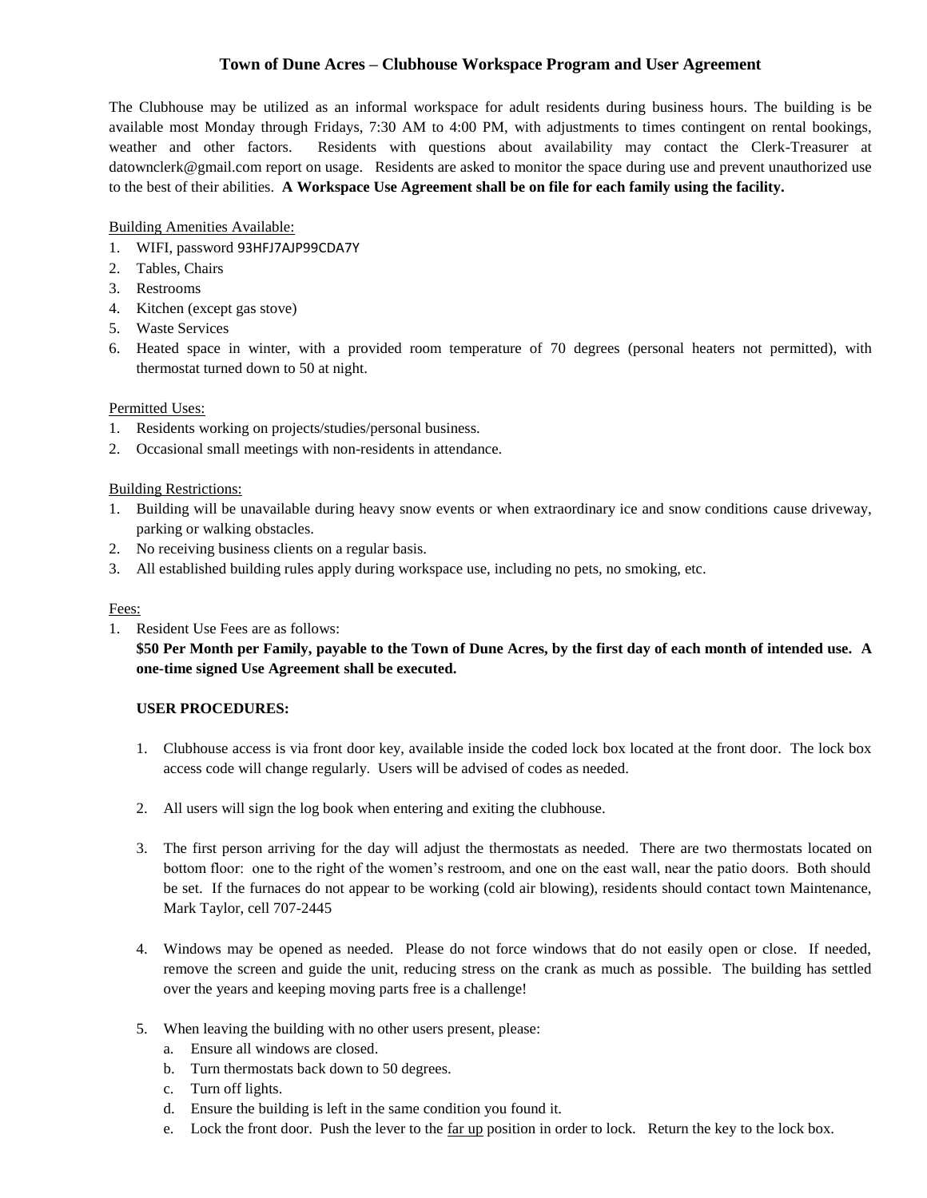# Town of Dune Acres – Clubhouse Workspace Program and User Agreement

The Clubhouse may be utilized as an informal workspace for adult residents during business hours. The building is be available most Monday through Fridays, 7:30 AM to 4:00 PM, with adjustments to times contingent on rental bookings, weather and other factors. Residents with questions about availability may contact the Clerk-Treasurer at datownclerk@gmail.com report on usage. Residents are asked to monitor the space during use and prevent unauthorized use to the best of their abilities. **A Workspace Use Agreement shall be on file for each family using the facility.**

Building Amenities Available:

1. WIFI, password 93HFJ7AJP99CDA7Y
2. Tables, Chairs
3. Restrooms
4. Kitchen (except gas stove)
5. Waste Services
6. Heated space in winter, with a provided room temperature of 70 degrees (personal heaters not permitted), with thermostat turned down to 50 at night.

Permitted Uses:

1. Residents working on projects/studies/personal business.
2. Occasional small meetings with non-residents in attendance.

Building Restrictions:

1. Building will be unavailable during heavy snow events or when extraordinary ice and snow conditions cause driveway, parking or walking obstacles.
2. No receiving business clients on a regular basis.
3. All established building rules apply during workspace use, including no pets, no smoking, etc.

Fees:

1. Resident Use Fees are as follows:
   **$50 Per Month per Family, payable to the Town of Dune Acres, by the first day of each month of intended use. A one-time signed Use Agreement shall be executed.**

   **USER PROCEDURES:**

   1. Clubhouse access is via front door key, available inside the coded lock box located at the front door. The lock box access code will change regularly. Users will be advised of codes as needed.

   2. All users will sign the log book when entering and exiting the clubhouse.

   3. The first person arriving for the day will adjust the thermostats as needed. There are two thermostats located on bottom floor: one to the right of the women's restroom, and one on the east wall, near the patio doors. Both should be set. If the furnaces do not appear to be working (cold air blowing), residents should contact town Maintenance, Mark Taylor, cell 707-2445

   4. Windows may be opened as needed. Please do not force windows that do not easily open or close. If needed, remove the screen and guide the unit, reducing stress on the crank as much as possible. The building has settled over the years and keeping moving parts free is a challenge!

   5. When leaving the building with no other users present, please:
      a. Ensure all windows are closed.
      b. Turn thermostats back down to 50 degrees.
      c. Turn off lights.
      d. Ensure the building is left in the same condition you found it.
      e. Lock the front door. Push the lever to the far up position in order to lock. Return the key to the lock box.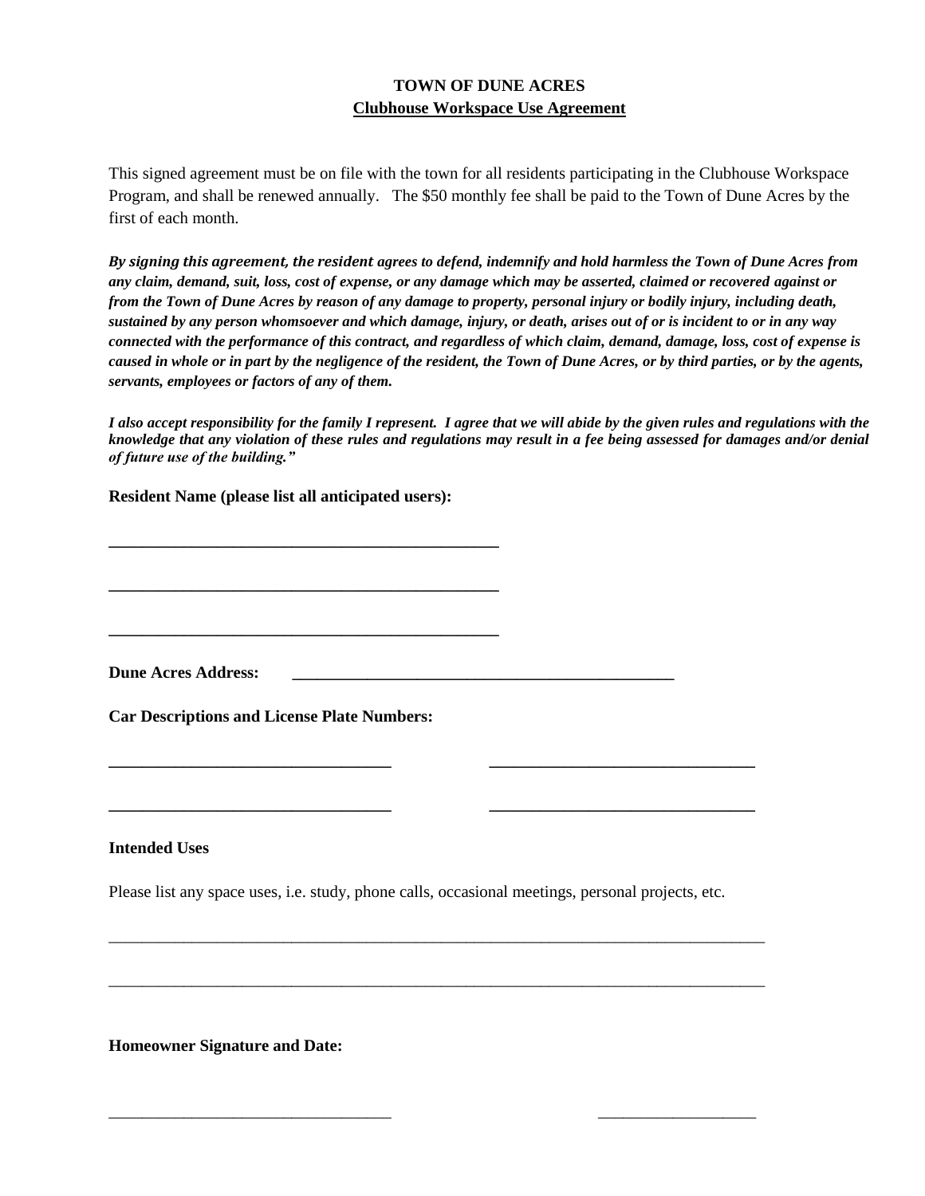**TOWN OF DUNE ACRES**
**Clubhouse Workspace Use Agreement**

This signed agreement must be on file with the town for all residents participating in the Clubhouse Workspace Program, and shall be renewed annually. The $50 monthly fee shall be paid to the Town of Dune Acres by the first of each month.

***By signing this agreement, the resident agrees to defend, indemnify and hold harmless the Town of Dune Acres from any claim, demand, suit, loss, cost of expense, or any damage which may be asserted, claimed or recovered against or from the Town of Dune Acres by reason of any damage to property, personal injury or bodily injury, including death, sustained by any person whomsoever and which damage, injury, or death, arises out of or is incident to or in any way connected with the performance of this contract, and regardless of which claim, demand, damage, loss, cost of expense is caused in whole or in part by the negligence of the resident, the Town of Dune Acres, or by third parties, or by the agents, servants, employees or factors of any of them.***

***I also accept responsibility for the family I represent. I agree that we will abide by the given rules and regulations with the knowledge that any violation of these rules and regulations may result in a fee being assessed for damages and/or denial of future use of the building."***

**Resident Name (please list all anticipated users):**

\_\_\_\_\_\_\_\_\_\_\_\_\_\_\_\_\_\_\_\_\_\_\_\_\_\_\_\_\_\_\_\_\_\_\_\_\_\_\_\_\_\_\_\_\_\_\_\_

\_\_\_\_\_\_\_\_\_\_\_\_\_\_\_\_\_\_\_\_\_\_\_\_\_\_\_\_\_\_\_\_\_\_\_\_\_\_\_\_\_\_\_\_\_\_\_\_

\_\_\_\_\_\_\_\_\_\_\_\_\_\_\_\_\_\_\_\_\_\_\_\_\_\_\_\_\_\_\_\_\_\_\_\_\_\_\_\_\_\_\_\_\_\_\_\_

**Dune Acres Address:** \_\_\_\_\_\_\_\_\_\_\_\_\_\_\_\_\_\_\_\_\_\_\_\_\_\_\_\_\_\_\_\_\_\_\_\_\_\_\_\_\_\_\_\_\_\_\_\_

**Car Descriptions and License Plate Numbers:**

\_\_\_\_\_\_\_\_\_\_\_\_\_\_\_\_\_\_\_\_\_\_\_\_\_\_\_\_\_\_\_\_\_\_\_\_ \_\_\_\_\_\_\_\_\_\_\_\_\_\_\_\_\_\_\_\_\_\_\_\_\_\_\_\_\_\_\_\_\_\_\_

\_\_\_\_\_\_\_\_\_\_\_\_\_\_\_\_\_\_\_\_\_\_\_\_\_\_\_\_\_\_\_\_\_\_\_\_ \_\_\_\_\_\_\_\_\_\_\_\_\_\_\_\_\_\_\_\_\_\_\_\_\_\_\_\_\_\_\_\_\_\_\_

**Intended Uses**

Please list any space uses, i.e. study, phone calls, occasional meetings, personal projects, etc.

\_\_\_\_\_\_\_\_\_\_\_\_\_\_\_\_\_\_\_\_\_\_\_\_\_\_\_\_\_\_\_\_\_\_\_\_\_\_\_\_\_\_\_\_\_\_\_\_\_\_\_\_\_\_\_\_\_\_\_\_\_\_\_\_\_\_\_\_\_\_\_\_\_\_\_\_\_\_\_\_\_\_\_\_

\_\_\_\_\_\_\_\_\_\_\_\_\_\_\_\_\_\_\_\_\_\_\_\_\_\_\_\_\_\_\_\_\_\_\_\_\_\_\_\_\_\_\_\_\_\_\_\_\_\_\_\_\_\_\_\_\_\_\_\_\_\_\_\_\_\_\_\_\_\_\_\_\_\_\_\_\_\_\_\_\_\_\_\_

**Homeowner Signature and Date:**

\_\_\_\_\_\_\_\_\_\_\_\_\_\_\_\_\_\_\_\_\_\_\_\_\_\_\_\_\_\_\_\_\_\_\_\_ \_\_\_\_\_\_\_\_\_\_\_\_\_\_\_\_\_\_\_\_